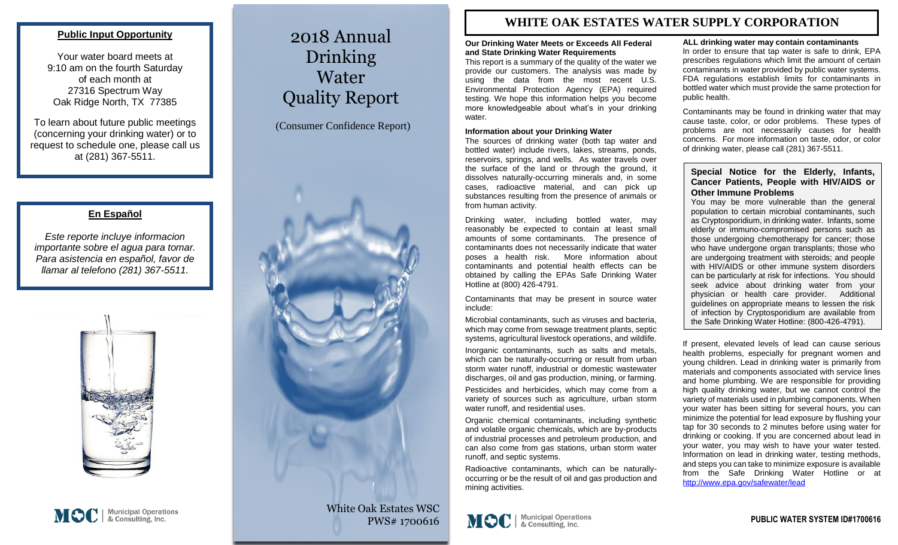**Public Input Opportunity**

Your water board meets at 9:10 am on the fourth Saturday of each month at 27316 Spectrum Way Oak Ridge North, TX 77385

To learn about future public meetings (concerning your drinking water) or to request to schedule one, please call us at (281) 367-5511.

**En Español**

*Este reporte incluye informacion importante sobre el agua para tomar. Para asistencia en español, favor de llamar al telefono (281) 367-5511.*

MOC | Municipal Operations & Consulting, Inc.

# 2018 Annual Drinking Water Quality Report

(Consumer Confidence Report)

White Oak Estates WSC
PWS# 1700616

# WHITE OAK ESTATES WATER SUPPLY CORPORATION

**Our Drinking Water Meets or Exceeds All Federal and State Drinking Water Requirements**

This report is a summary of the quality of the water we provide our customers. The analysis was made by using the data from the most recent U.S. Environmental Protection Agency (EPA) required testing. We hope this information helps you become more knowledgeable about what's in your drinking water.

**Information about your Drinking Water**

The sources of drinking water (both tap water and bottled water) include rivers, lakes, streams, ponds, reservoirs, springs, and wells. As water travels over the surface of the land or through the ground, it dissolves naturally-occurring minerals and, in some cases, radioactive material, and can pick up substances resulting from the presence of animals or from human activity.

Drinking water, including bottled water, may reasonably be expected to contain at least small amounts of some contaminants. The presence of contaminants does not necessarily indicate that water poses a health risk. More information about contaminants and potential health effects can be obtained by calling the EPAs Safe Drinking Water Hotline at (800) 426-4791.

Contaminants that may be present in source water include:

Microbial contaminants, such as viruses and bacteria, which may come from sewage treatment plants, septic systems, agricultural livestock operations, and wildlife.

Inorganic contaminants, such as salts and metals, which can be naturally-occurring or result from urban storm water runoff, industrial or domestic wastewater discharges, oil and gas production, mining, or farming.

Pesticides and herbicides, which may come from a variety of sources such as agriculture, urban storm water runoff, and residential uses.

Organic chemical contaminants, including synthetic and volatile organic chemicals, which are by-products of industrial processes and petroleum production, and can also come from gas stations, urban storm water runoff, and septic systems.

Radioactive contaminants, which can be naturally-occurring or be the result of oil and gas production and mining activities.

**ALL drinking water may contain contaminants**

In order to ensure that tap water is safe to drink, EPA prescribes regulations which limit the amount of certain contaminants in water provided by public water systems. FDA regulations establish limits for contaminants in bottled water which must provide the same protection for public health.

Contaminants may be found in drinking water that may cause taste, color, or odor problems. These types of problems are not necessarily causes for health concerns. For more information on taste, odor, or color of drinking water, please call (281) 367-5511.

**Special Notice for the Elderly, Infants, Cancer Patients, People with HIV/AIDS or Other Immune Problems**

You may be more vulnerable than the general population to certain microbial contaminants, such as Cryptosporidium, in drinking water. Infants, some elderly or immuno-compromised persons such as those undergoing chemotherapy for cancer; those who have undergone organ transplants; those who are undergoing treatment with steroids; and people with HIV/AIDS or other immune system disorders can be particularly at risk for infections. You should seek advice about drinking water from your physician or health care provider. Additional guidelines on appropriate means to lessen the risk of infection by Cryptosporidium are available from the Safe Drinking Water Hotline: (800-426-4791).

If present, elevated levels of lead can cause serious health problems, especially for pregnant women and young children. Lead in drinking water is primarily from materials and components associated with service lines and home plumbing. We are responsible for providing high quality drinking water, but we cannot control the variety of materials used in plumbing components. When your water has been sitting for several hours, you can minimize the potential for lead exposure by flushing your tap for 30 seconds to 2 minutes before using water for drinking or cooking. If you are concerned about lead in your water, you may wish to have your water tested. Information on lead in drinking water, testing methods, and steps you can take to minimize exposure is available from the Safe Drinking Water Hotline or at http://www.epa.gov/safewater/lead

MOC | Municipal Operations & Consulting, Inc.

**PUBLIC WATER SYSTEM ID#1700616**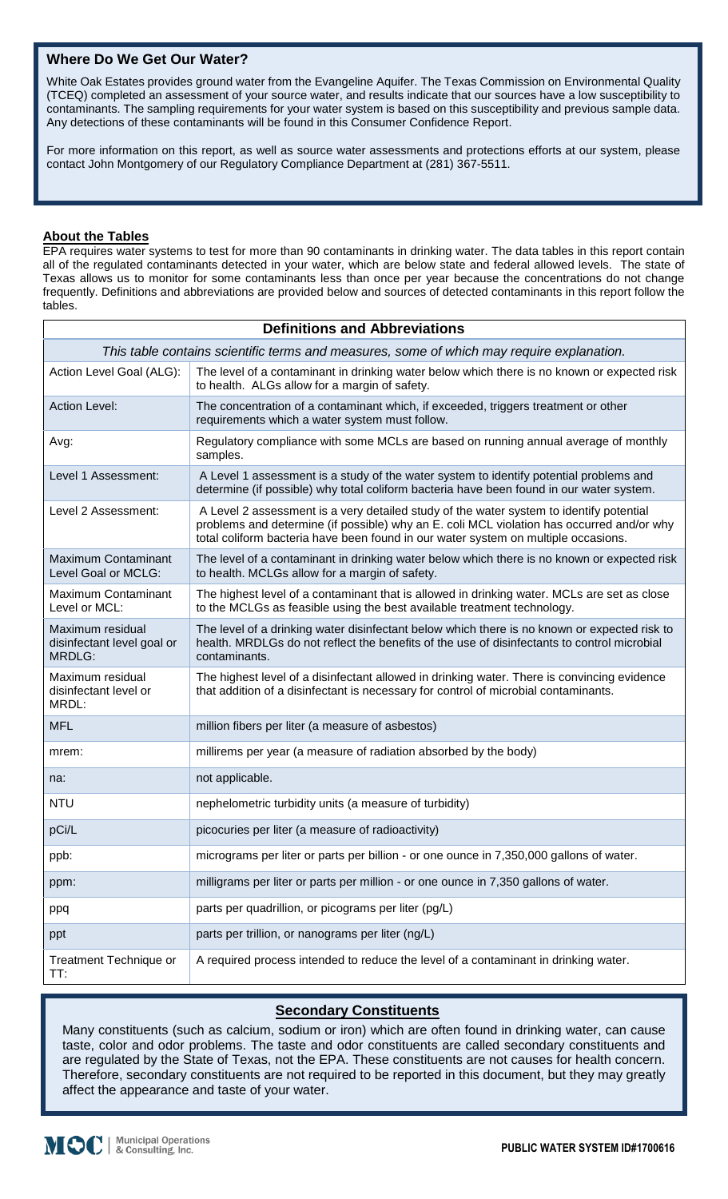## Where Do We Get Our Water?

White Oak Estates provides ground water from the Evangeline Aquifer. The Texas Commission on Environmental Quality (TCEQ) completed an assessment of your source water, and results indicate that our sources have a low susceptibility to contaminants. The sampling requirements for your water system is based on this susceptibility and previous sample data. Any detections of these contaminants will be found in this Consumer Confidence Report.

For more information on this report, as well as source water assessments and protections efforts at our system, please contact John Montgomery of our Regulatory Compliance Department at (281) 367-5511.

**About the Tables**

EPA requires water systems to test for more than 90 contaminants in drinking water. The data tables in this report contain all of the regulated contaminants detected in your water, which are below state and federal allowed levels. The state of Texas allows us to monitor for some contaminants less than once per year because the concentrations do not change frequently. Definitions and abbreviations are provided below and sources of detected contaminants in this report follow the tables.

| Definitions and Abbreviations | |
|---|---|
| *This table contains scientific terms and measures, some of which may require explanation.* | |
| Action Level Goal (ALG): | The level of a contaminant in drinking water below which there is no known or expected risk to health. ALGs allow for a margin of safety. |
| Action Level: | The concentration of a contaminant which, if exceeded, triggers treatment or other requirements which a water system must follow. |
| Avg: | Regulatory compliance with some MCLs are based on running annual average of monthly samples. |
| Level 1 Assessment: | A Level 1 assessment is a study of the water system to identify potential problems and determine (if possible) why total coliform bacteria have been found in our water system. |
| Level 2 Assessment: | A Level 2 assessment is a very detailed study of the water system to identify potential problems and determine (if possible) why an E. coli MCL violation has occurred and/or why total coliform bacteria have been found in our water system on multiple occasions. |
| Maximum Contaminant Level Goal or MCLG: | The level of a contaminant in drinking water below which there is no known or expected risk to health. MCLGs allow for a margin of safety. |
| Maximum Contaminant Level or MCL: | The highest level of a contaminant that is allowed in drinking water. MCLs are set as close to the MCLGs as feasible using the best available treatment technology. |
| Maximum residual disinfectant level goal or MRDLG: | The level of a drinking water disinfectant below which there is no known or expected risk to health. MRDLGs do not reflect the benefits of the use of disinfectants to control microbial contaminants. |
| Maximum residual disinfectant level or MRDL: | The highest level of a disinfectant allowed in drinking water. There is convincing evidence that addition of a disinfectant is necessary for control of microbial contaminants. |
| MFL | million fibers per liter (a measure of asbestos) |
| mrem: | millirems per year (a measure of radiation absorbed by the body) |
| na: | not applicable. |
| NTU | nephelometric turbidity units (a measure of turbidity) |
| pCi/L | picocuries per liter (a measure of radioactivity) |
| ppb: | micrograms per liter or parts per billion - or one ounce in 7,350,000 gallons of water. |
| ppm: | milligrams per liter or parts per million - or one ounce in 7,350 gallons of water. |
| ppq | parts per quadrillion, or picograms per liter (pg/L) |
| ppt | parts per trillion, or nanograms per liter (ng/L) |
| Treatment Technique or TT: | A required process intended to reduce the level of a contaminant in drinking water. |

## Secondary Constituents

Many constituents (such as calcium, sodium or iron) which are often found in drinking water, can cause taste, color and odor problems. The taste and odor constituents are called secondary constituents and are regulated by the State of Texas, not the EPA. These constituents are not causes for health concern. Therefore, secondary constituents are not required to be reported in this document, but they may greatly affect the appearance and taste of your water.

Municipal Operations & Consulting, Inc.

**PUBLIC WATER SYSTEM ID#1700616**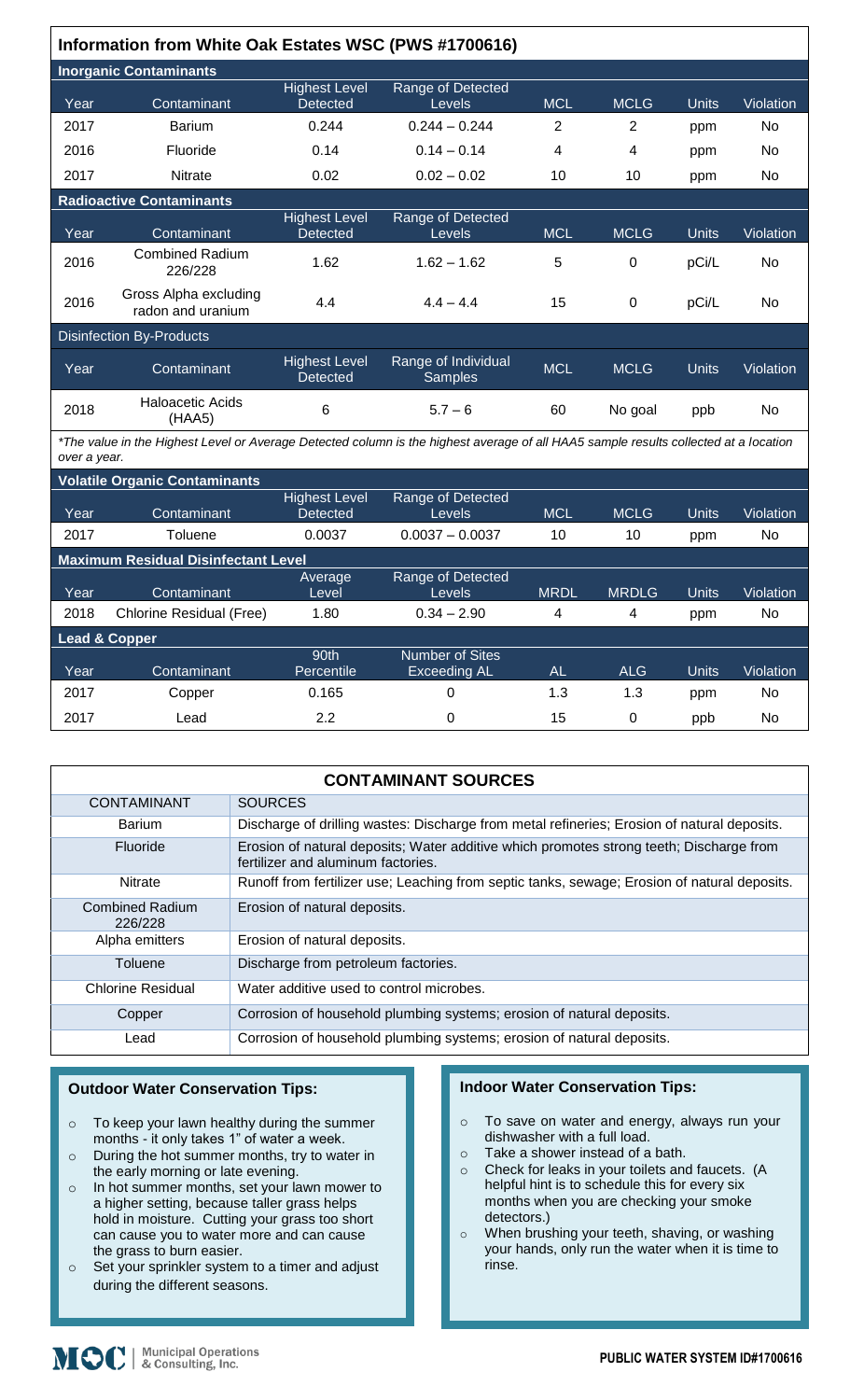## Information from White Oak Estates WSC (PWS #1700616)

### Inorganic Contaminants

| Year | Contaminant | Highest Level Detected | Range of Detected Levels | MCL | MCLG | Units | Violation |
|---|---|---|---|---|---|---|---|
| 2017 | Barium | 0.244 | 0.244 – 0.244 | 2 | 2 | ppm | No |
| 2016 | Fluoride | 0.14 | 0.14 – 0.14 | 4 | 4 | ppm | No |
| 2017 | Nitrate | 0.02 | 0.02 – 0.02 | 10 | 10 | ppm | No |

### Radioactive Contaminants

| Year | Contaminant | Highest Level Detected | Range of Detected Levels | MCL | MCLG | Units | Violation |
|---|---|---|---|---|---|---|---|
| 2016 | Combined Radium 226/228 | 1.62 | 1.62 – 1.62 | 5 | 0 | pCi/L | No |
| 2016 | Gross Alpha excluding radon and uranium | 4.4 | 4.4 – 4.4 | 15 | 0 | pCi/L | No |

### Disinfection By-Products

| Year | Contaminant | Highest Level Detected | Range of Individual Samples | MCL | MCLG | Units | Violation |
|---|---|---|---|---|---|---|---|
| 2018 | Haloacetic Acids (HAA5) | 6 | 5.7 – 6 | 60 | No goal | ppb | No |

*The value in the Highest Level or Average Detected column is the highest average of all HAA5 sample results collected at a location over a year.*

### Volatile Organic Contaminants

| Year | Contaminant | Highest Level Detected | Range of Detected Levels | MCL | MCLG | Units | Violation |
|---|---|---|---|---|---|---|---|
| 2017 | Toluene | 0.0037 | 0.0037 – 0.0037 | 10 | 10 | ppm | No |

### Maximum Residual Disinfectant Level

| Year | Contaminant | Average Level | Range of Detected Levels | MRDL | MRDLG | Units | Violation |
|---|---|---|---|---|---|---|---|
| 2018 | Chlorine Residual (Free) | 1.80 | 0.34 – 2.90 | 4 | 4 | ppm | No |

### Lead & Copper

| Year | Contaminant | 90th Percentile | Number of Sites Exceeding AL | AL | ALG | Units | Violation |
|---|---|---|---|---|---|---|---|
| 2017 | Copper | 0.165 | 0 | 1.3 | 1.3 | ppm | No |
| 2017 | Lead | 2.2 | 0 | 15 | 0 | ppb | No |

## CONTAMINANT SOURCES

| CONTAMINANT | SOURCES |
|---|---|
| Barium | Discharge of drilling wastes: Discharge from metal refineries; Erosion of natural deposits. |
| Fluoride | Erosion of natural deposits; Water additive which promotes strong teeth; Discharge from fertilizer and aluminum factories. |
| Nitrate | Runoff from fertilizer use; Leaching from septic tanks, sewage; Erosion of natural deposits. |
| Combined Radium 226/228 | Erosion of natural deposits. |
| Alpha emitters | Erosion of natural deposits. |
| Toluene | Discharge from petroleum factories. |
| Chlorine Residual | Water additive used to control microbes. |
| Copper | Corrosion of household plumbing systems; erosion of natural deposits. |
| Lead | Corrosion of household plumbing systems; erosion of natural deposits. |

### Outdoor Water Conservation Tips:

- To keep your lawn healthy during the summer months - it only takes 1" of water a week.
- During the hot summer months, try to water in the early morning or late evening.
- In hot summer months, set your lawn mower to a higher setting, because taller grass helps hold in moisture. Cutting your grass too short can cause you to water more and can cause the grass to burn easier.
- Set your sprinkler system to a timer and adjust during the different seasons.

### Indoor Water Conservation Tips:

- To save on water and energy, always run your dishwasher with a full load.
- Take a shower instead of a bath.
- Check for leaks in your toilets and faucets. (A helpful hint is to schedule this for every six months when you are checking your smoke detectors.)
- When brushing your teeth, shaving, or washing your hands, only run the water when it is time to rinse.

MOC | Municipal Operations & Consulting, Inc.

**PUBLIC WATER SYSTEM ID#1700616**